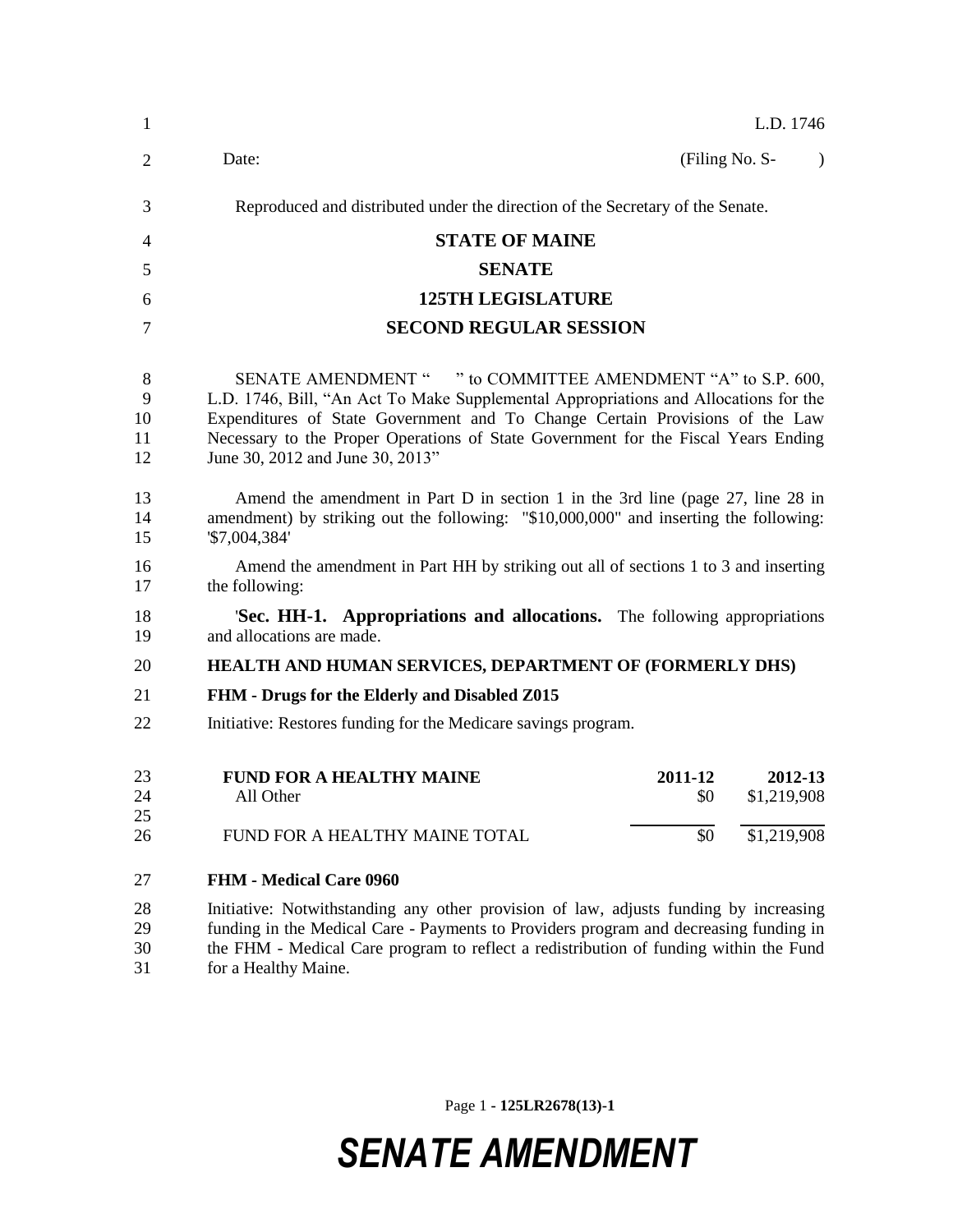L.D. 1746

Date: (Filing No. S- )

Reproduced and distributed under the direction of the Secretary of the Senate.

**STATE OF MAINE**

**SENATE**

**125TH LEGISLATURE**

**SECOND REGULAR SESSION**

SENATE AMENDMENT " " to COMMITTEE AMENDMENT "A" to S.P. 600, L.D. 1746, Bill, "An Act To Make Supplemental Appropriations and Allocations for the Expenditures of State Government and To Change Certain Provisions of the Law Necessary to the Proper Operations of State Government for the Fiscal Years Ending June 30, 2012 and June 30, 2013"

Amend the amendment in Part D in section 1 in the 3rd line (page 27, line 28 in amendment) by striking out the following: "$10,000,000" and inserting the following: '$7,004,384'

Amend the amendment in Part HH by striking out all of sections 1 to 3 and inserting the following:

'**Sec. HH-1. Appropriations and allocations.** The following appropriations and allocations are made.

**HEALTH AND HUMAN SERVICES, DEPARTMENT OF (FORMERLY DHS)**

**FHM - Drugs for the Elderly and Disabled Z015**

Initiative: Restores funding for the Medicare savings program.

| **FUND FOR A HEALTHY MAINE** | **2011-12** | **2012-13** |
|---|---|---|
| All Other | $0 | $1,219,908 |
| FUND FOR A HEALTHY MAINE TOTAL | $0 | $1,219,908 |

**FHM - Medical Care 0960**

Initiative: Notwithstanding any other provision of law, adjusts funding by increasing funding in the Medical Care - Payments to Providers program and decreasing funding in the FHM - Medical Care program to reflect a redistribution of funding within the Fund for a Healthy Maine.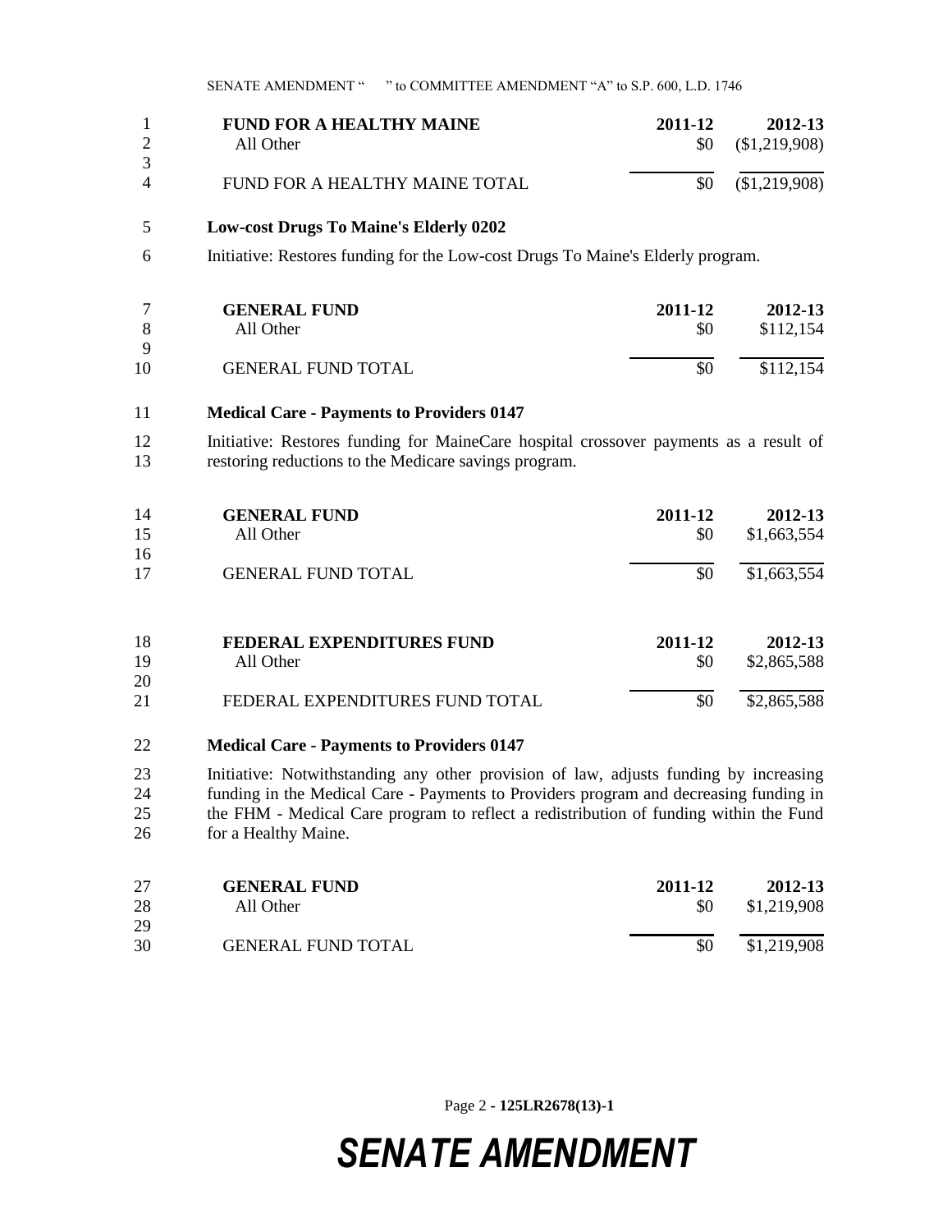| FUND FOR A HEALTHY MAINE | 2011-12 | 2012-13 |
|---|---|---|
| All Other | $0 | ($1,219,908) |
| FUND FOR A HEALTHY MAINE TOTAL | $0 | ($1,219,908) |

**Low-cost Drugs To Maine's Elderly 0202**

Initiative: Restores funding for the Low-cost Drugs To Maine's Elderly program.

| GENERAL FUND | 2011-12 | 2012-13 |
|---|---|---|
| All Other | $0 | $112,154 |
| GENERAL FUND TOTAL | $0 | $112,154 |

**Medical Care - Payments to Providers 0147**

Initiative: Restores funding for MaineCare hospital crossover payments as a result of restoring reductions to the Medicare savings program.

| GENERAL FUND | 2011-12 | 2012-13 |
|---|---|---|
| All Other | $0 | $1,663,554 |
| GENERAL FUND TOTAL | $0 | $1,663,554 |

| FEDERAL EXPENDITURES FUND | 2011-12 | 2012-13 |
|---|---|---|
| All Other | $0 | $2,865,588 |
| FEDERAL EXPENDITURES FUND TOTAL | $0 | $2,865,588 |

**Medical Care - Payments to Providers 0147**

Initiative: Notwithstanding any other provision of law, adjusts funding by increasing funding in the Medical Care - Payments to Providers program and decreasing funding in the FHM - Medical Care program to reflect a redistribution of funding within the Fund for a Healthy Maine.

| GENERAL FUND | 2011-12 | 2012-13 |
|---|---|---|
| All Other | $0 | $1,219,908 |
| GENERAL FUND TOTAL | $0 | $1,219,908 |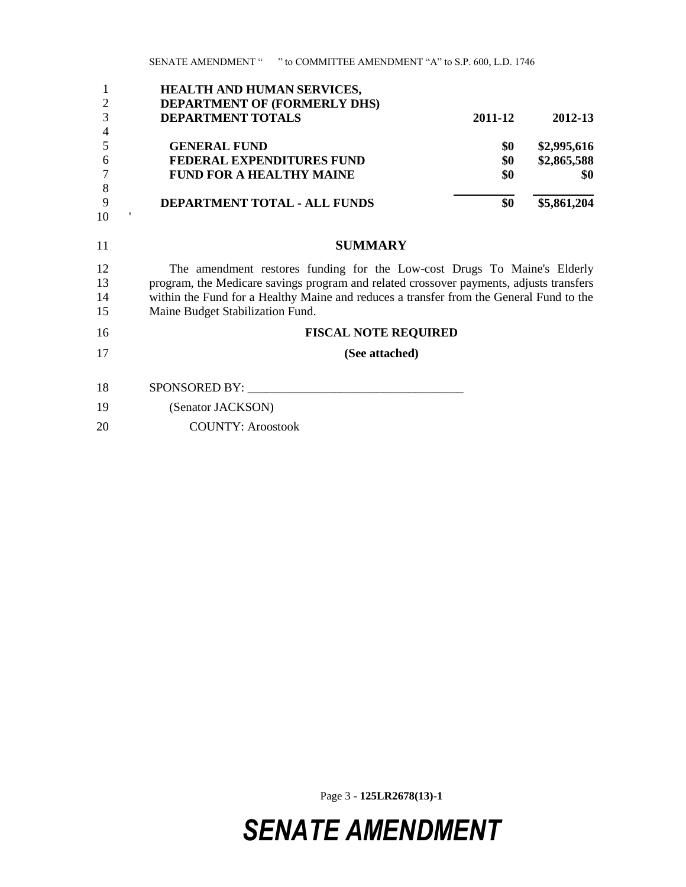| HEALTH AND HUMAN SERVICES, DEPARTMENT OF (FORMERLY DHS) DEPARTMENT TOTALS | 2011-12 | 2012-13 |
| --- | --- | --- |
| GENERAL FUND | $0 | $2,995,616 |
| FEDERAL EXPENDITURES FUND | $0 | $2,865,588 |
| FUND FOR A HEALTHY MAINE | $0 | $0 |
| DEPARTMENT TOTAL - ALL FUNDS | $0 | $5,861,204 |

'

## SUMMARY

The amendment restores funding for the Low-cost Drugs To Maine's Elderly program, the Medicare savings program and related crossover payments, adjusts transfers within the Fund for a Healthy Maine and reduces a transfer from the General Fund to the Maine Budget Stabilization Fund.

**FISCAL NOTE REQUIRED**

**(See attached)**

SPONSORED BY: ___________________________________

(Senator JACKSON)

COUNTY: Aroostook

# *SENATE AMENDMENT*